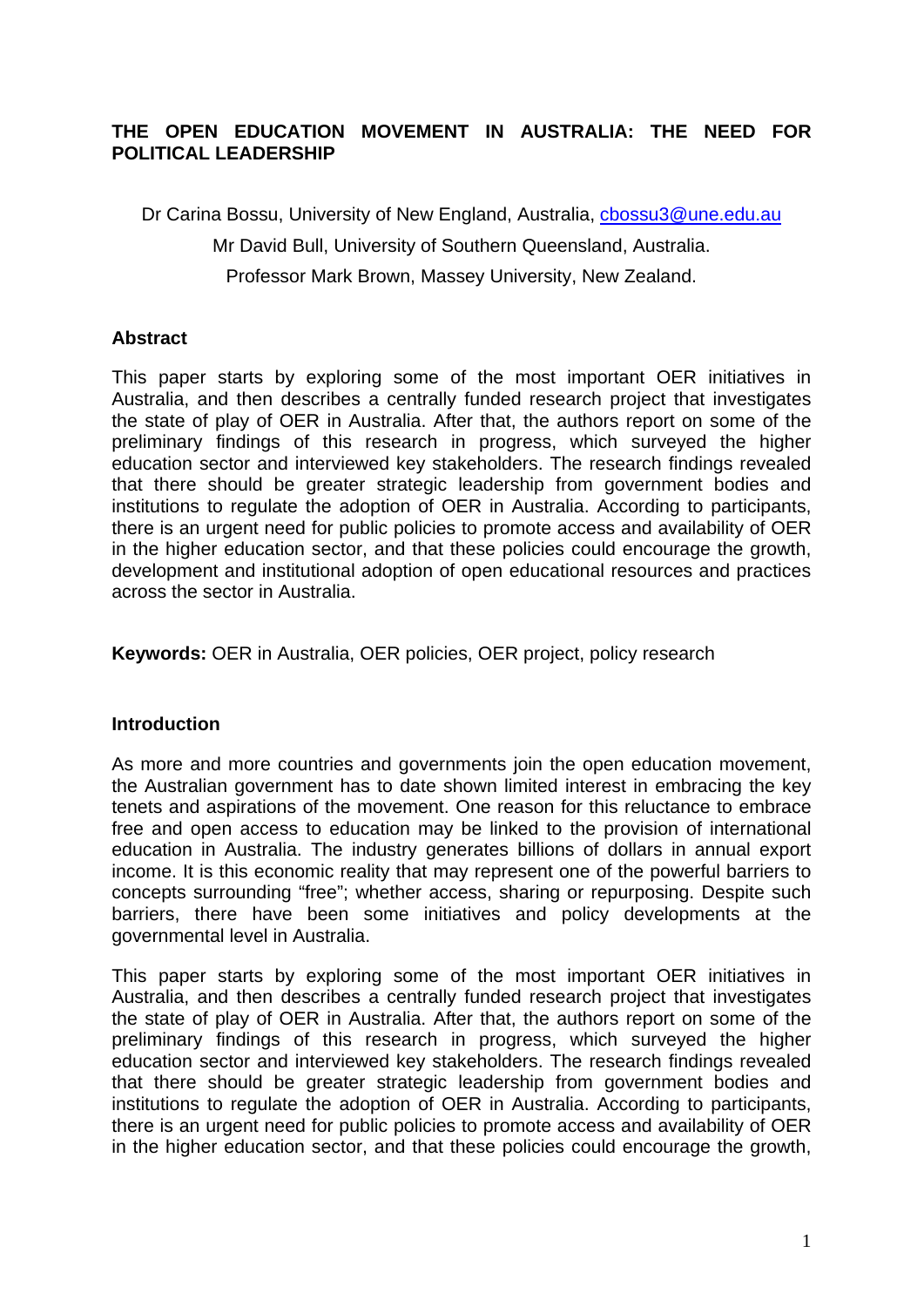# THE OPEN EDUCATION MOVEMENT IN AUSTRALIA: THE NEED FOR POLITICAL LEADERSHIP

Dr Carina Bossu, University of New England, Australia, cbossu3@une.edu.au

Mr David Bull, University of Southern Queensland, Australia.

Professor Mark Brown, Massey University, New Zealand.

## Abstract

This paper starts by exploring some of the most important OER initiatives in Australia, and then describes a centrally funded research project that investigates the state of play of OER in Australia. After that, the authors report on some of the preliminary findings of this research in progress, which surveyed the higher education sector and interviewed key stakeholders. The research findings revealed that there should be greater strategic leadership from government bodies and institutions to regulate the adoption of OER in Australia. According to participants, there is an urgent need for public policies to promote access and availability of OER in the higher education sector, and that these policies could encourage the growth, development and institutional adoption of open educational resources and practices across the sector in Australia.

**Keywords:** OER in Australia, OER policies, OER project, policy research

## Introduction

As more and more countries and governments join the open education movement, the Australian government has to date shown limited interest in embracing the key tenets and aspirations of the movement. One reason for this reluctance to embrace free and open access to education may be linked to the provision of international education in Australia. The industry generates billions of dollars in annual export income. It is this economic reality that may represent one of the powerful barriers to concepts surrounding "free"; whether access, sharing or repurposing. Despite such barriers, there have been some initiatives and policy developments at the governmental level in Australia.

This paper starts by exploring some of the most important OER initiatives in Australia, and then describes a centrally funded research project that investigates the state of play of OER in Australia. After that, the authors report on some of the preliminary findings of this research in progress, which surveyed the higher education sector and interviewed key stakeholders. The research findings revealed that there should be greater strategic leadership from government bodies and institutions to regulate the adoption of OER in Australia. According to participants, there is an urgent need for public policies to promote access and availability of OER in the higher education sector, and that these policies could encourage the growth,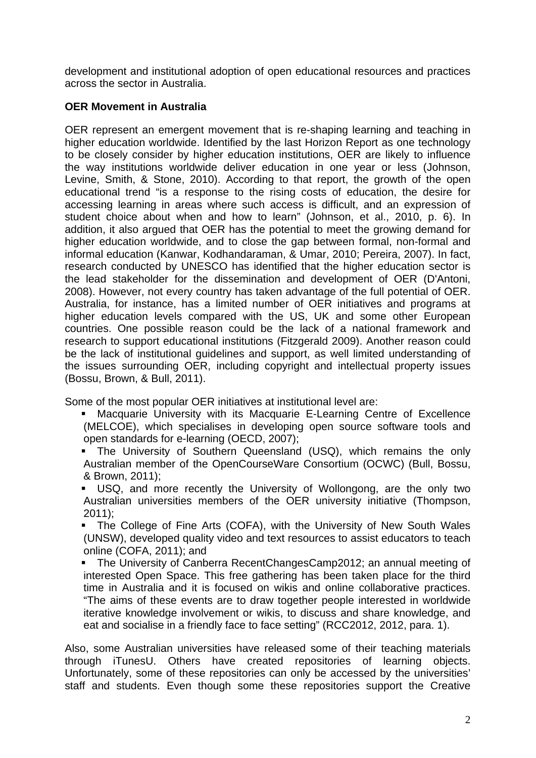development and institutional adoption of open educational resources and practices across the sector in Australia.

**OER Movement in Australia**

OER represent an emergent movement that is re-shaping learning and teaching in higher education worldwide. Identified by the last Horizon Report as one technology to be closely consider by higher education institutions, OER are likely to influence the way institutions worldwide deliver education in one year or less (Johnson, Levine, Smith, & Stone, 2010). According to that report, the growth of the open educational trend "is a response to the rising costs of education, the desire for accessing learning in areas where such access is difficult, and an expression of student choice about when and how to learn" (Johnson, et al., 2010, p. 6). In addition, it also argued that OER has the potential to meet the growing demand for higher education worldwide, and to close the gap between formal, non-formal and informal education (Kanwar, Kodhandaraman, & Umar, 2010; Pereira, 2007). In fact, research conducted by UNESCO has identified that the higher education sector is the lead stakeholder for the dissemination and development of OER (D'Antoni, 2008). However, not every country has taken advantage of the full potential of OER. Australia, for instance, has a limited number of OER initiatives and programs at higher education levels compared with the US, UK and some other European countries. One possible reason could be the lack of a national framework and research to support educational institutions (Fitzgerald 2009). Another reason could be the lack of institutional guidelines and support, as well limited understanding of the issues surrounding OER, including copyright and intellectual property issues (Bossu, Brown, & Bull, 2011).

Some of the most popular OER initiatives at institutional level are:

- Macquarie University with its Macquarie E-Learning Centre of Excellence (MELCOE), which specialises in developing open source software tools and open standards for e-learning (OECD, 2007);
- The University of Southern Queensland (USQ), which remains the only Australian member of the OpenCourseWare Consortium (OCWC) (Bull, Bossu, & Brown, 2011);
- USQ, and more recently the University of Wollongong, are the only two Australian universities members of the OER university initiative (Thompson, 2011);
- The College of Fine Arts (COFA), with the University of New South Wales (UNSW), developed quality video and text resources to assist educators to teach online (COFA, 2011); and
- The University of Canberra RecentChangesCamp2012; an annual meeting of interested Open Space. This free gathering has been taken place for the third time in Australia and it is focused on wikis and online collaborative practices. "The aims of these events are to draw together people interested in worldwide iterative knowledge involvement or wikis, to discuss and share knowledge, and eat and socialise in a friendly face to face setting" (RCC2012, 2012, para. 1).

Also, some Australian universities have released some of their teaching materials through iTunesU. Others have created repositories of learning objects. Unfortunately, some of these repositories can only be accessed by the universities' staff and students. Even though some these repositories support the Creative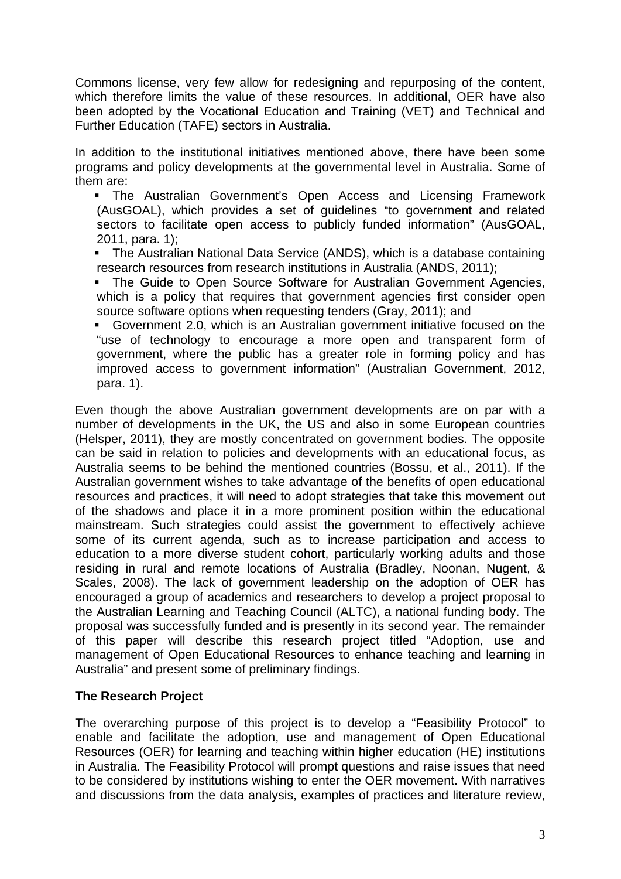Commons license, very few allow for redesigning and repurposing of the content, which therefore limits the value of these resources. In additional, OER have also been adopted by the Vocational Education and Training (VET) and Technical and Further Education (TAFE) sectors in Australia.

In addition to the institutional initiatives mentioned above, there have been some programs and policy developments at the governmental level in Australia. Some of them are:

- The Australian Government's Open Access and Licensing Framework (AusGOAL), which provides a set of guidelines "to government and related sectors to facilitate open access to publicly funded information" (AusGOAL, 2011, para. 1);
- The Australian National Data Service (ANDS), which is a database containing research resources from research institutions in Australia (ANDS, 2011);
- The Guide to Open Source Software for Australian Government Agencies, which is a policy that requires that government agencies first consider open source software options when requesting tenders (Gray, 2011); and
- Government 2.0, which is an Australian government initiative focused on the "use of technology to encourage a more open and transparent form of government, where the public has a greater role in forming policy and has improved access to government information" (Australian Government, 2012, para. 1).

Even though the above Australian government developments are on par with a number of developments in the UK, the US and also in some European countries (Helsper, 2011), they are mostly concentrated on government bodies. The opposite can be said in relation to policies and developments with an educational focus, as Australia seems to be behind the mentioned countries (Bossu, et al., 2011). If the Australian government wishes to take advantage of the benefits of open educational resources and practices, it will need to adopt strategies that take this movement out of the shadows and place it in a more prominent position within the educational mainstream. Such strategies could assist the government to effectively achieve some of its current agenda, such as to increase participation and access to education to a more diverse student cohort, particularly working adults and those residing in rural and remote locations of Australia (Bradley, Noonan, Nugent, & Scales, 2008). The lack of government leadership on the adoption of OER has encouraged a group of academics and researchers to develop a project proposal to the Australian Learning and Teaching Council (ALTC), a national funding body. The proposal was successfully funded and is presently in its second year. The remainder of this paper will describe this research project titled "Adoption, use and management of Open Educational Resources to enhance teaching and learning in Australia" and present some of preliminary findings.

**The Research Project**

The overarching purpose of this project is to develop a "Feasibility Protocol" to enable and facilitate the adoption, use and management of Open Educational Resources (OER) for learning and teaching within higher education (HE) institutions in Australia. The Feasibility Protocol will prompt questions and raise issues that need to be considered by institutions wishing to enter the OER movement. With narratives and discussions from the data analysis, examples of practices and literature review,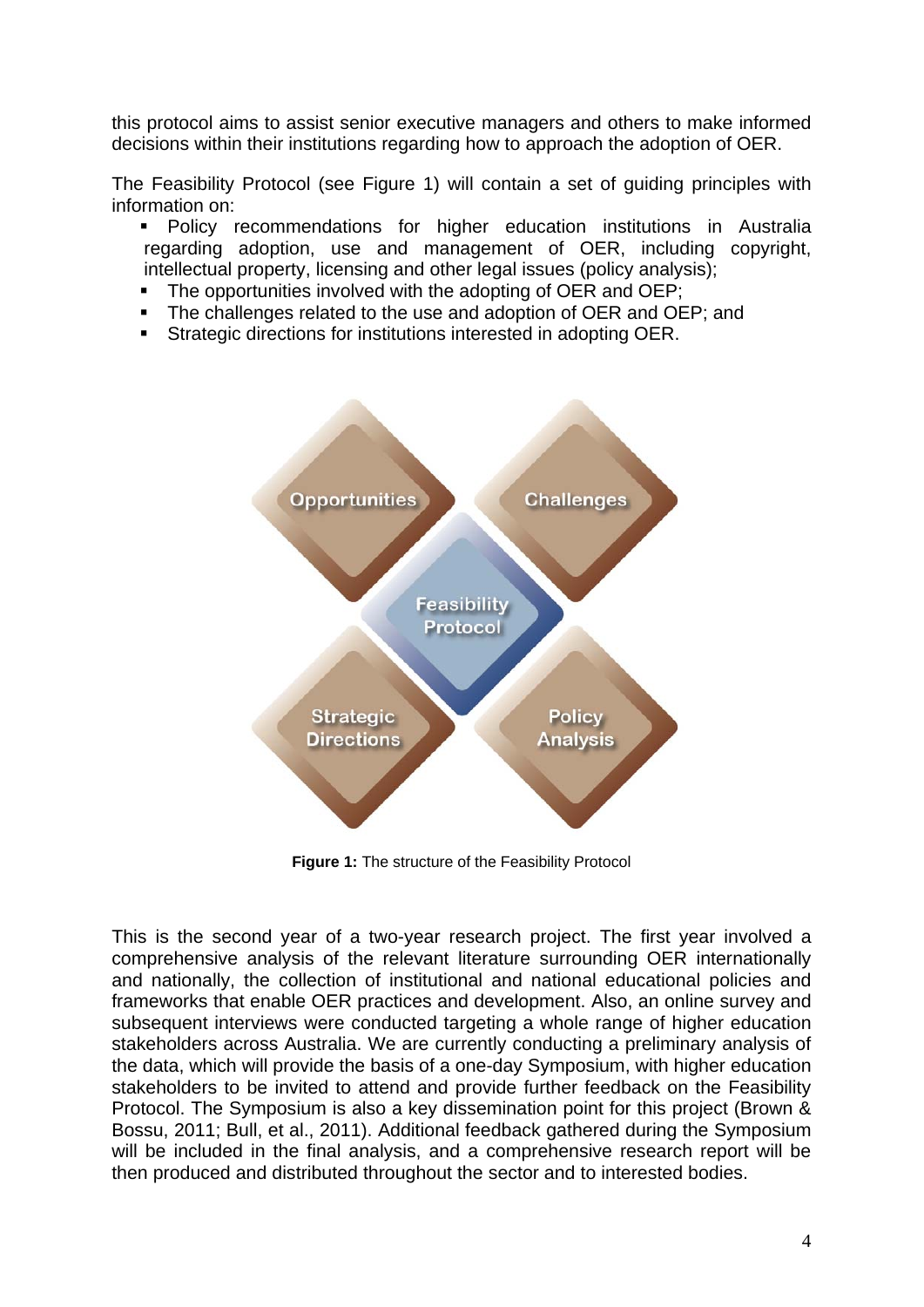this protocol aims to assist senior executive managers and others to make informed decisions within their institutions regarding how to approach the adoption of OER.

The Feasibility Protocol (see Figure 1) will contain a set of guiding principles with information on:

- Policy recommendations for higher education institutions in Australia regarding adoption, use and management of OER, including copyright, intellectual property, licensing and other legal issues (policy analysis);
- The opportunities involved with the adopting of OER and OEP;
- The challenges related to the use and adoption of OER and OEP; and
- Strategic directions for institutions interested in adopting OER.

**Figure 1:** The structure of the Feasibility Protocol

This is the second year of a two-year research project. The first year involved a comprehensive analysis of the relevant literature surrounding OER internationally and nationally, the collection of institutional and national educational policies and frameworks that enable OER practices and development. Also, an online survey and subsequent interviews were conducted targeting a whole range of higher education stakeholders across Australia. We are currently conducting a preliminary analysis of the data, which will provide the basis of a one-day Symposium, with higher education stakeholders to be invited to attend and provide further feedback on the Feasibility Protocol. The Symposium is also a key dissemination point for this project (Brown & Bossu, 2011; Bull, et al., 2011). Additional feedback gathered during the Symposium will be included in the final analysis, and a comprehensive research report will be then produced and distributed throughout the sector and to interested bodies.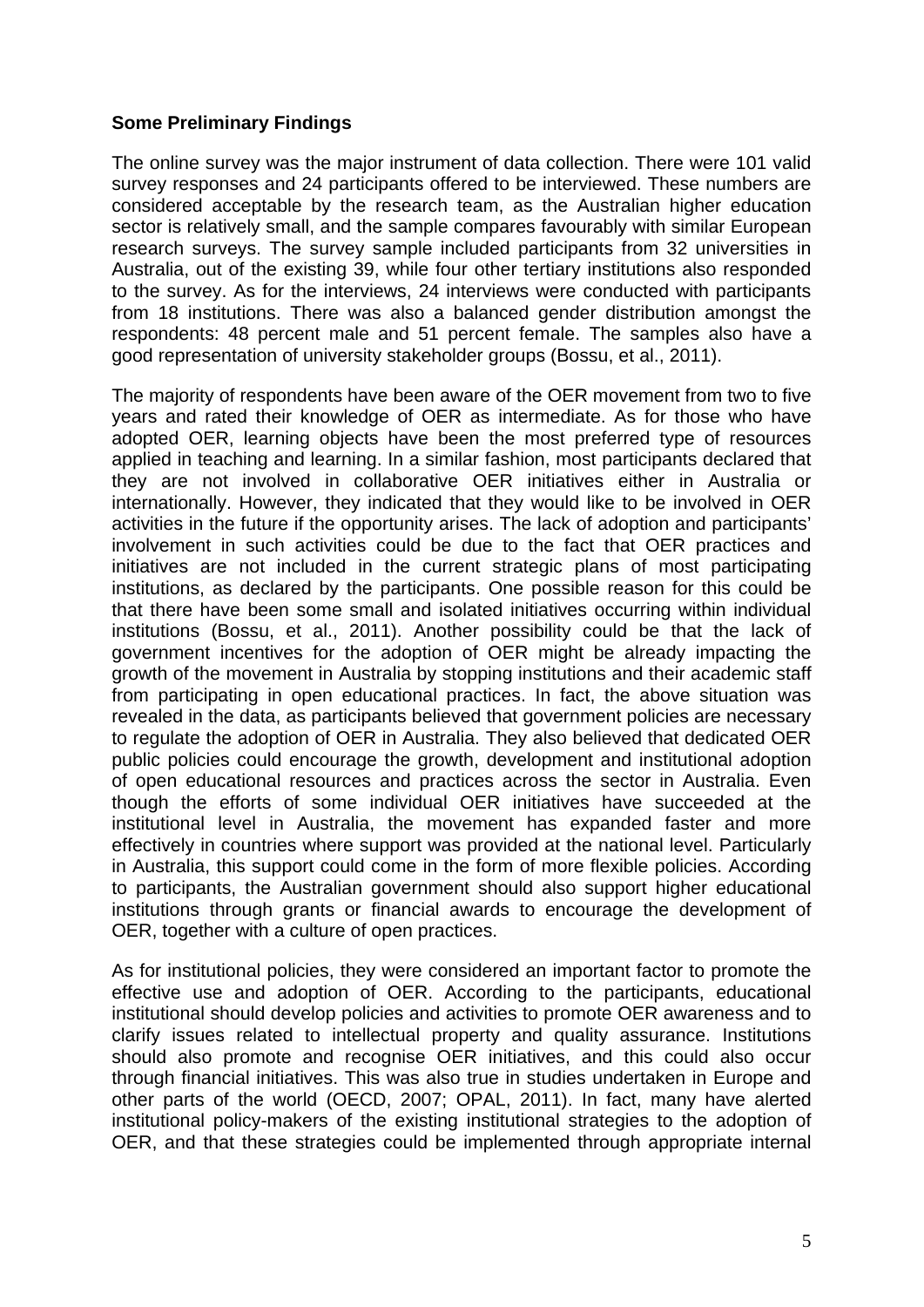**Some Preliminary Findings**

The online survey was the major instrument of data collection. There were 101 valid survey responses and 24 participants offered to be interviewed. These numbers are considered acceptable by the research team, as the Australian higher education sector is relatively small, and the sample compares favourably with similar European research surveys. The survey sample included participants from 32 universities in Australia, out of the existing 39, while four other tertiary institutions also responded to the survey. As for the interviews, 24 interviews were conducted with participants from 18 institutions. There was also a balanced gender distribution amongst the respondents: 48 percent male and 51 percent female. The samples also have a good representation of university stakeholder groups (Bossu, et al., 2011).

The majority of respondents have been aware of the OER movement from two to five years and rated their knowledge of OER as intermediate. As for those who have adopted OER, learning objects have been the most preferred type of resources applied in teaching and learning. In a similar fashion, most participants declared that they are not involved in collaborative OER initiatives either in Australia or internationally. However, they indicated that they would like to be involved in OER activities in the future if the opportunity arises. The lack of adoption and participants' involvement in such activities could be due to the fact that OER practices and initiatives are not included in the current strategic plans of most participating institutions, as declared by the participants. One possible reason for this could be that there have been some small and isolated initiatives occurring within individual institutions (Bossu, et al., 2011). Another possibility could be that the lack of government incentives for the adoption of OER might be already impacting the growth of the movement in Australia by stopping institutions and their academic staff from participating in open educational practices. In fact, the above situation was revealed in the data, as participants believed that government policies are necessary to regulate the adoption of OER in Australia. They also believed that dedicated OER public policies could encourage the growth, development and institutional adoption of open educational resources and practices across the sector in Australia. Even though the efforts of some individual OER initiatives have succeeded at the institutional level in Australia, the movement has expanded faster and more effectively in countries where support was provided at the national level. Particularly in Australia, this support could come in the form of more flexible policies. According to participants, the Australian government should also support higher educational institutions through grants or financial awards to encourage the development of OER, together with a culture of open practices.

As for institutional policies, they were considered an important factor to promote the effective use and adoption of OER. According to the participants, educational institutional should develop policies and activities to promote OER awareness and to clarify issues related to intellectual property and quality assurance. Institutions should also promote and recognise OER initiatives, and this could also occur through financial initiatives. This was also true in studies undertaken in Europe and other parts of the world (OECD, 2007; OPAL, 2011). In fact, many have alerted institutional policy-makers of the existing institutional strategies to the adoption of OER, and that these strategies could be implemented through appropriate internal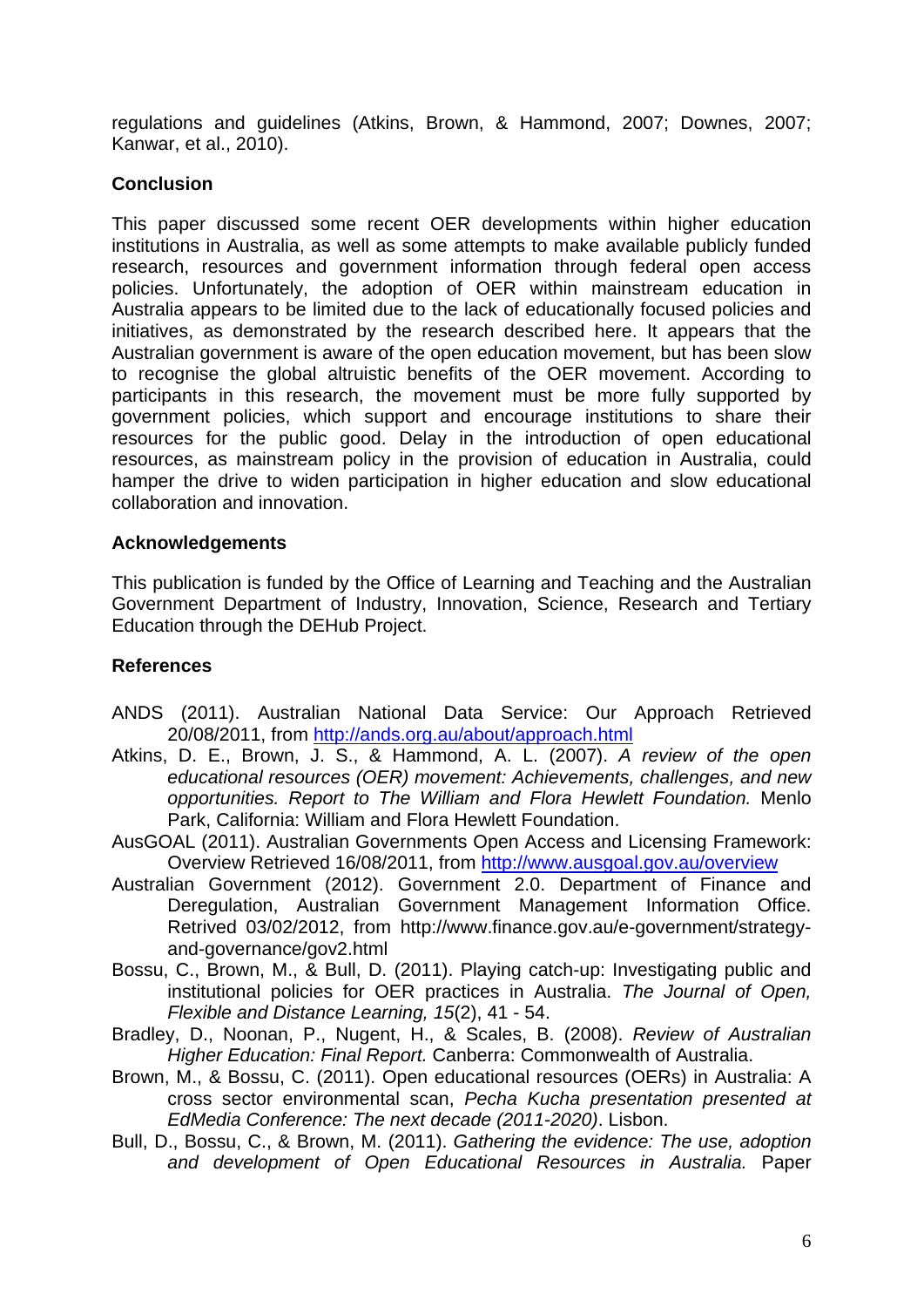regulations and guidelines (Atkins, Brown, & Hammond, 2007; Downes, 2007; Kanwar, et al., 2010).

## Conclusion

This paper discussed some recent OER developments within higher education institutions in Australia, as well as some attempts to make available publicly funded research, resources and government information through federal open access policies. Unfortunately, the adoption of OER within mainstream education in Australia appears to be limited due to the lack of educationally focused policies and initiatives, as demonstrated by the research described here. It appears that the Australian government is aware of the open education movement, but has been slow to recognise the global altruistic benefits of the OER movement. According to participants in this research, the movement must be more fully supported by government policies, which support and encourage institutions to share their resources for the public good. Delay in the introduction of open educational resources, as mainstream policy in the provision of education in Australia, could hamper the drive to widen participation in higher education and slow educational collaboration and innovation.

## Acknowledgements

This publication is funded by the Office of Learning and Teaching and the Australian Government Department of Industry, Innovation, Science, Research and Tertiary Education through the DEHub Project.

## References

ANDS (2011). Australian National Data Service: Our Approach Retrieved 20/08/2011, from http://ands.org.au/about/approach.html

Atkins, D. E., Brown, J. S., & Hammond, A. L. (2007). *A review of the open educational resources (OER) movement: Achievements, challenges, and new opportunities. Report to The William and Flora Hewlett Foundation.* Menlo Park, California: William and Flora Hewlett Foundation.

AusGOAL (2011). Australian Governments Open Access and Licensing Framework: Overview Retrieved 16/08/2011, from http://www.ausgoal.gov.au/overview

Australian Government (2012). Government 2.0. Department of Finance and Deregulation, Australian Government Management Information Office. Retrived 03/02/2012, from http://www.finance.gov.au/e-government/strategy-and-governance/gov2.html

Bossu, C., Brown, M., & Bull, D. (2011). Playing catch-up: Investigating public and institutional policies for OER practices in Australia. *The Journal of Open, Flexible and Distance Learning, 15*(2), 41 - 54.

Bradley, D., Noonan, P., Nugent, H., & Scales, B. (2008). *Review of Australian Higher Education: Final Report.* Canberra: Commonwealth of Australia.

Brown, M., & Bossu, C. (2011). Open educational resources (OERs) in Australia: A cross sector environmental scan, *Pecha Kucha presentation presented at EdMedia Conference: The next decade (2011-2020)*. Lisbon.

Bull, D., Bossu, C., & Brown, M. (2011). *Gathering the evidence: The use, adoption and development of Open Educational Resources in Australia.* Paper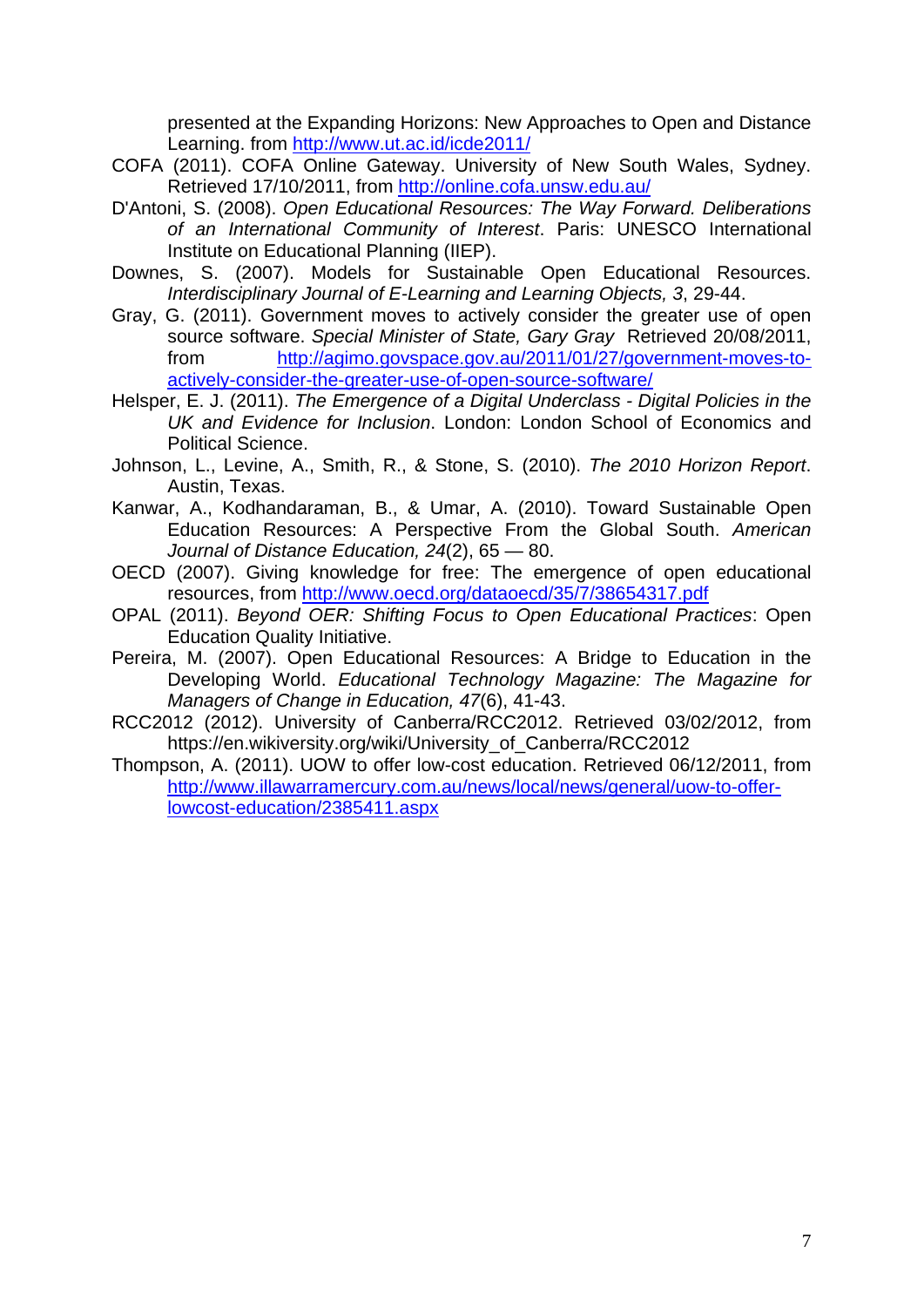presented at the Expanding Horizons: New Approaches to Open and Distance Learning. from http://www.ut.ac.id/icde2011/

COFA (2011). COFA Online Gateway. University of New South Wales, Sydney. Retrieved 17/10/2011, from http://online.cofa.unsw.edu.au/

D'Antoni, S. (2008). *Open Educational Resources: The Way Forward. Deliberations of an International Community of Interest*. Paris: UNESCO International Institute on Educational Planning (IIEP).

Downes, S. (2007). Models for Sustainable Open Educational Resources. *Interdisciplinary Journal of E-Learning and Learning Objects, 3*, 29-44.

Gray, G. (2011). Government moves to actively consider the greater use of open source software. *Special Minister of State, Gary Gray* Retrieved 20/08/2011, from http://agimo.govspace.gov.au/2011/01/27/government-moves-to-actively-consider-the-greater-use-of-open-source-software/

Helsper, E. J. (2011). *The Emergence of a Digital Underclass - Digital Policies in the UK and Evidence for Inclusion*. London: London School of Economics and Political Science.

Johnson, L., Levine, A., Smith, R., & Stone, S. (2010). *The 2010 Horizon Report*. Austin, Texas.

Kanwar, A., Kodhandaraman, B., & Umar, A. (2010). Toward Sustainable Open Education Resources: A Perspective From the Global South. *American Journal of Distance Education, 24*(2), 65 — 80.

OECD (2007). Giving knowledge for free: The emergence of open educational resources, from http://www.oecd.org/dataoecd/35/7/38654317.pdf

OPAL (2011). *Beyond OER: Shifting Focus to Open Educational Practices*: Open Education Quality Initiative.

Pereira, M. (2007). Open Educational Resources: A Bridge to Education in the Developing World. *Educational Technology Magazine: The Magazine for Managers of Change in Education, 47*(6), 41-43.

RCC2012 (2012). University of Canberra/RCC2012. Retrieved 03/02/2012, from https://en.wikiversity.org/wiki/University_of_Canberra/RCC2012

Thompson, A. (2011). UOW to offer low-cost education. Retrieved 06/12/2011, from http://www.illawarramercury.com.au/news/local/news/general/uow-to-offer-lowcost-education/2385411.aspx